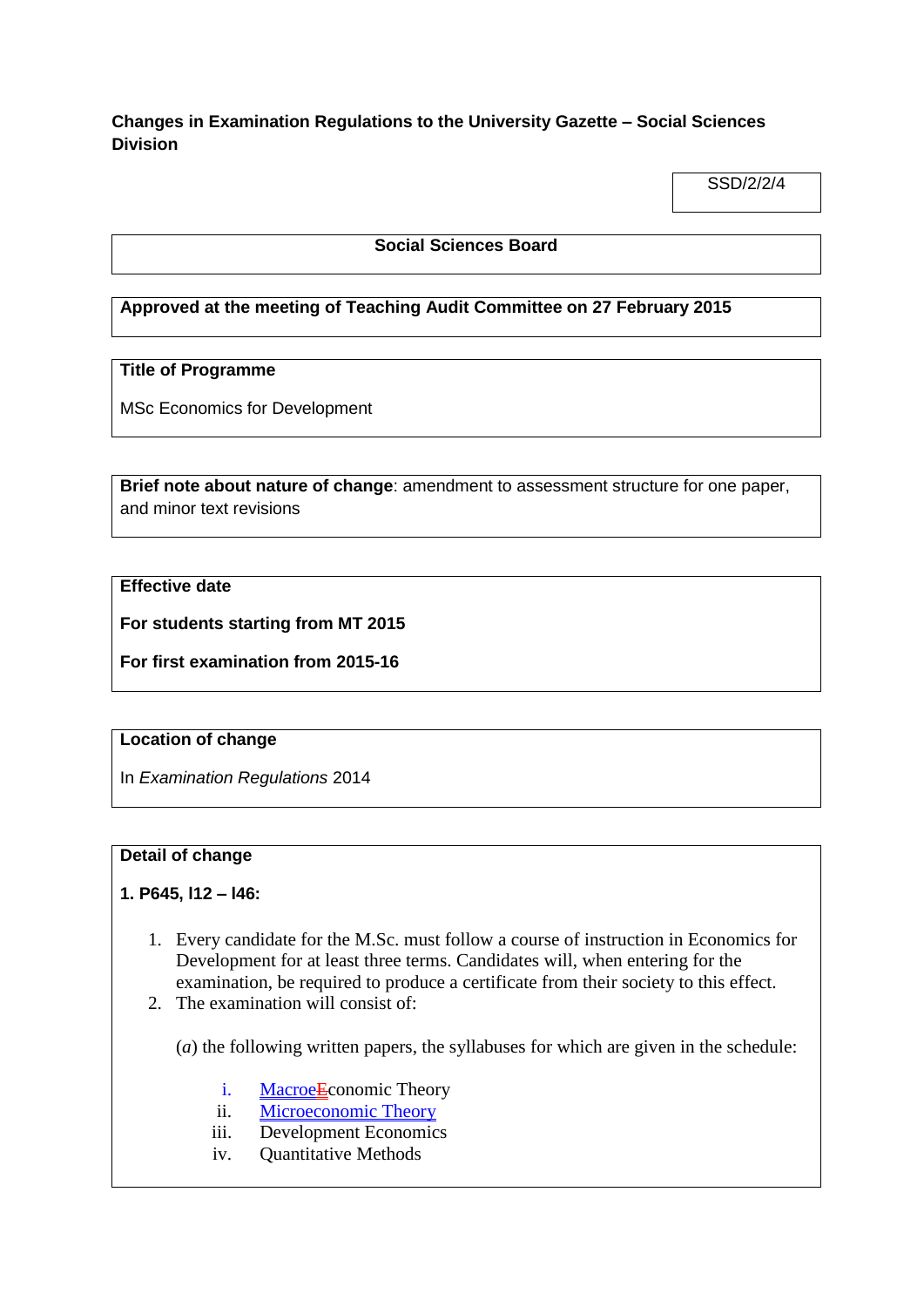**Changes in Examination Regulations to the University Gazette – Social Sciences Division**

SSD/2/2/4

**Social Sciences Board**

**Approved at the meeting of Teaching Audit Committee on 27 February 2015**

**Title of Programme**

MSc Economics for Development

**Brief note about nature of change**: amendment to assessment structure for one paper, and minor text revisions

**Effective date**

**For students starting from MT 2015**

**For first examination from 2015-16**

**Location of change**

In *Examination Regulations* 2014

**Detail of change**

**1. P645, l12 – l46:**

1. Every candidate for the M.Sc. must follow a course of instruction in Economics for Development for at least three terms. Candidates will, when entering for the examination, be required to produce a certificate from their society to this effect.
2. The examination will consist of:

   (*a*) the following written papers, the syllabuses for which are given in the schedule:

   i. MacroEconomic Theory
   ii. Microeconomic Theory
   iii. Development Economics
   iv. Quantitative Methods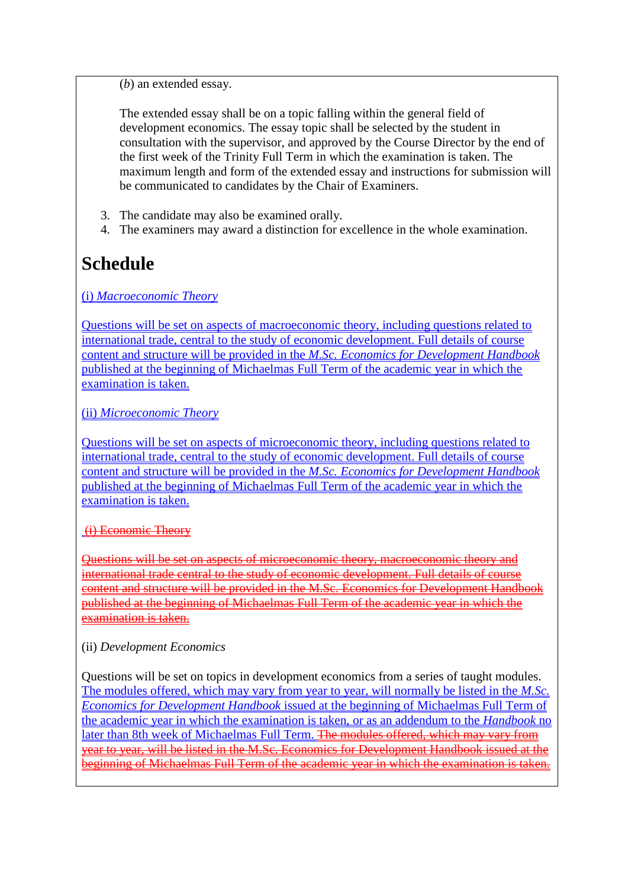(*b*) an extended essay.

The extended essay shall be on a topic falling within the general field of development economics. The essay topic shall be selected by the student in consultation with the supervisor, and approved by the Course Director by the end of the first week of the Trinity Full Term in which the examination is taken. The maximum length and form of the extended essay and instructions for submission will be communicated to candidates by the Chair of Examiners.

3. The candidate may also be examined orally.
4. The examiners may award a distinction for excellence in the whole examination.

# Schedule

(i) *Macroeconomic Theory*

Questions will be set on aspects of macroeconomic theory, including questions related to international trade, central to the study of economic development. Full details of course content and structure will be provided in the *M.Sc. Economics for Development Handbook* published at the beginning of Michaelmas Full Term of the academic year in which the examination is taken.

(ii) *Microeconomic Theory*

Questions will be set on aspects of microeconomic theory, including questions related to international trade, central to the study of economic development. Full details of course content and structure will be provided in the *M.Sc. Economics for Development Handbook* published at the beginning of Michaelmas Full Term of the academic year in which the examination is taken.

~~(i) Economic Theory~~

~~Questions will be set on aspects of microeconomic theory, macroeconomic theory and international trade central to the study of economic development. Full details of course content and structure will be provided in the M.Sc. Economics for Development Handbook published at the beginning of Michaelmas Full Term of the academic year in which the examination is taken.~~

(ii) *Development Economics*

Questions will be set on topics in development economics from a series of taught modules. The modules offered, which may vary from year to year, will normally be listed in the *M.Sc. Economics for Development Handbook* issued at the beginning of Michaelmas Full Term of the academic year in which the examination is taken, or as an addendum to the *Handbook* no later than 8th week of Michaelmas Full Term. ~~The modules offered, which may vary from year to year, will be listed in the M.Sc. Economics for Development Handbook issued at the beginning of Michaelmas Full Term of the academic year in which the examination is taken.~~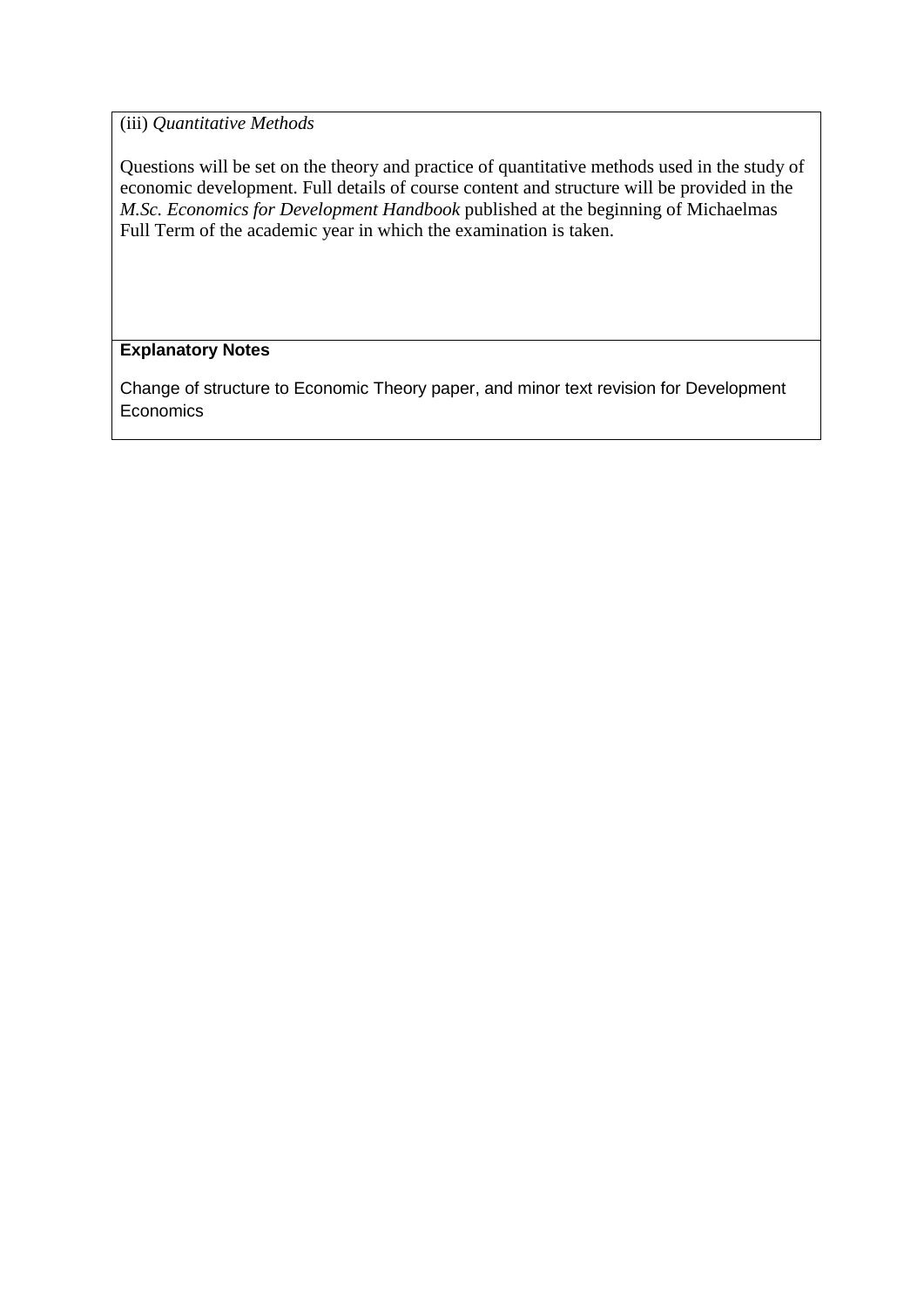(iii) *Quantitative Methods*

Questions will be set on the theory and practice of quantitative methods used in the study of economic development. Full details of course content and structure will be provided in the *M.Sc. Economics for Development Handbook* published at the beginning of Michaelmas Full Term of the academic year in which the examination is taken.

**Explanatory Notes**

Change of structure to Economic Theory paper, and minor text revision for Development Economics